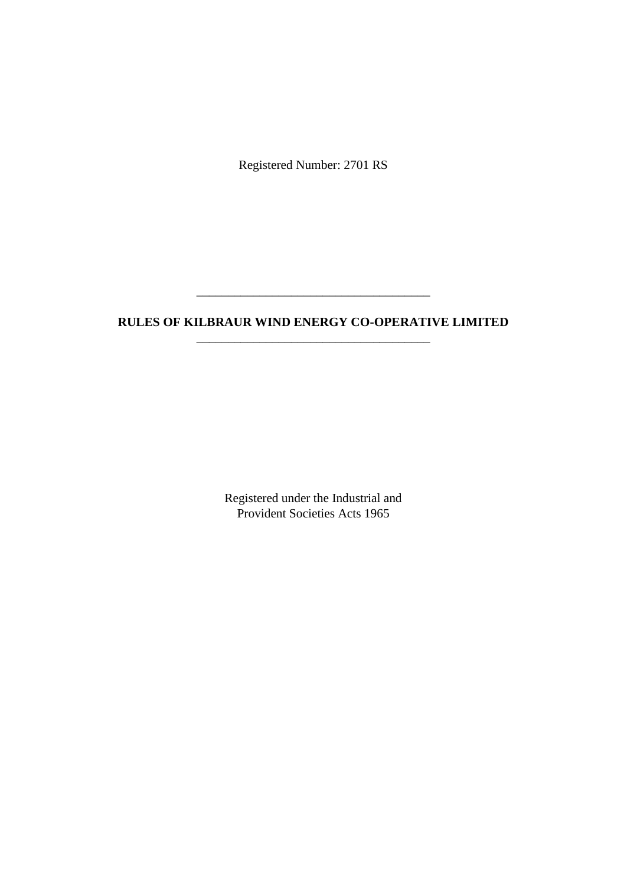Registered Number: 2701 RS

---

**RULES OF KILBRAUR WIND ENERGY CO-OPERATIVE LIMITED**

---

Registered under the Industrial and
Provident Societies Acts 1965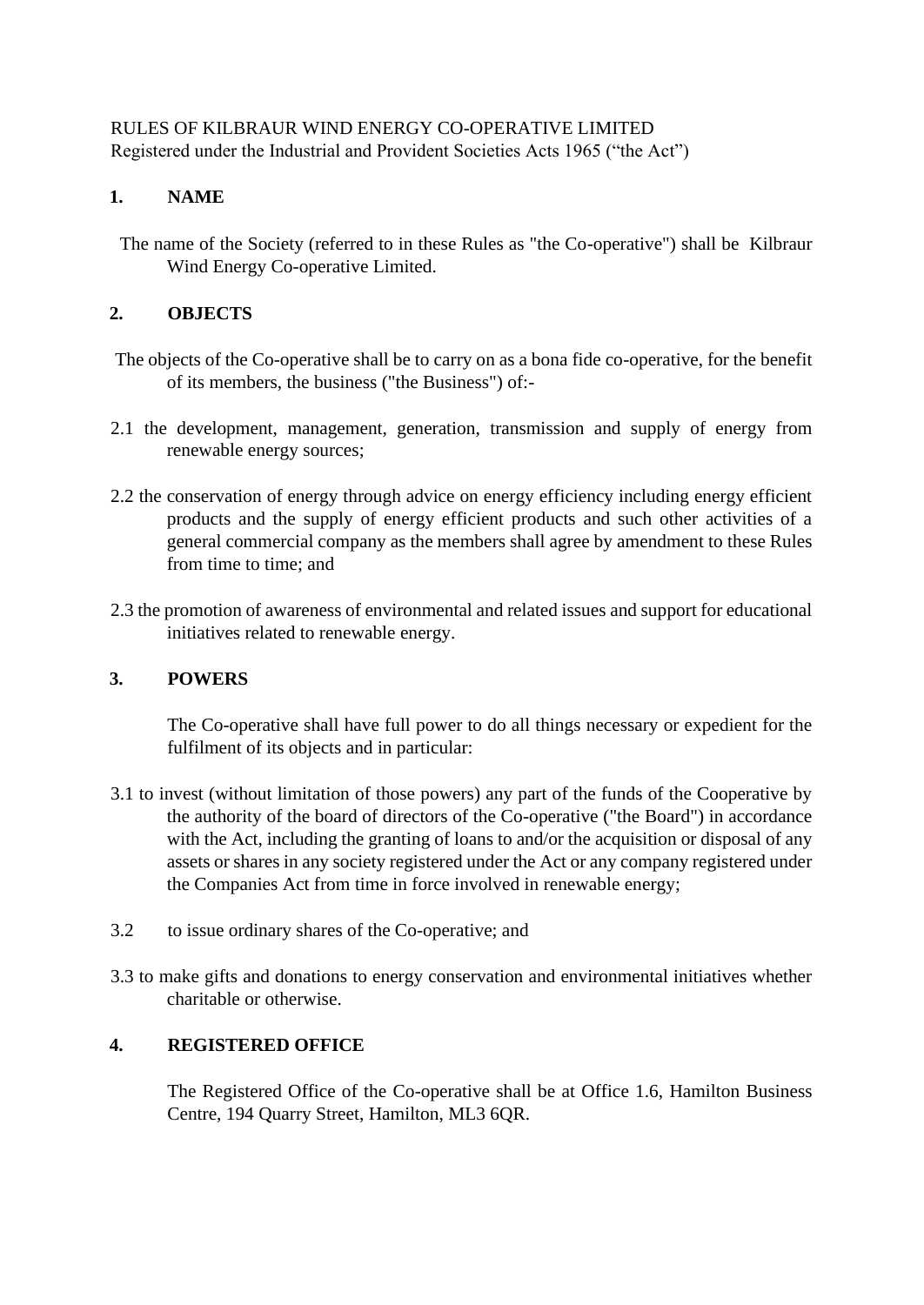RULES OF KILBRAUR WIND ENERGY CO-OPERATIVE LIMITED
Registered under the Industrial and Provident Societies Acts 1965 ("the Act")

## 1. NAME

The name of the Society (referred to in these Rules as "the Co-operative") shall be Kilbraur Wind Energy Co-operative Limited.

## 2. OBJECTS

The objects of the Co-operative shall be to carry on as a bona fide co-operative, for the benefit of its members, the business ("the Business") of:-

2.1 the development, management, generation, transmission and supply of energy from renewable energy sources;

2.2 the conservation of energy through advice on energy efficiency including energy efficient products and the supply of energy efficient products and such other activities of a general commercial company as the members shall agree by amendment to these Rules from time to time; and

2.3 the promotion of awareness of environmental and related issues and support for educational initiatives related to renewable energy.

## 3. POWERS

The Co-operative shall have full power to do all things necessary or expedient for the fulfilment of its objects and in particular:

3.1 to invest (without limitation of those powers) any part of the funds of the Cooperative by the authority of the board of directors of the Co-operative ("the Board") in accordance with the Act, including the granting of loans to and/or the acquisition or disposal of any assets or shares in any society registered under the Act or any company registered under the Companies Act from time in force involved in renewable energy;

3.2 to issue ordinary shares of the Co-operative; and

3.3 to make gifts and donations to energy conservation and environmental initiatives whether charitable or otherwise.

## 4. REGISTERED OFFICE

The Registered Office of the Co-operative shall be at Office 1.6, Hamilton Business Centre, 194 Quarry Street, Hamilton, ML3 6QR.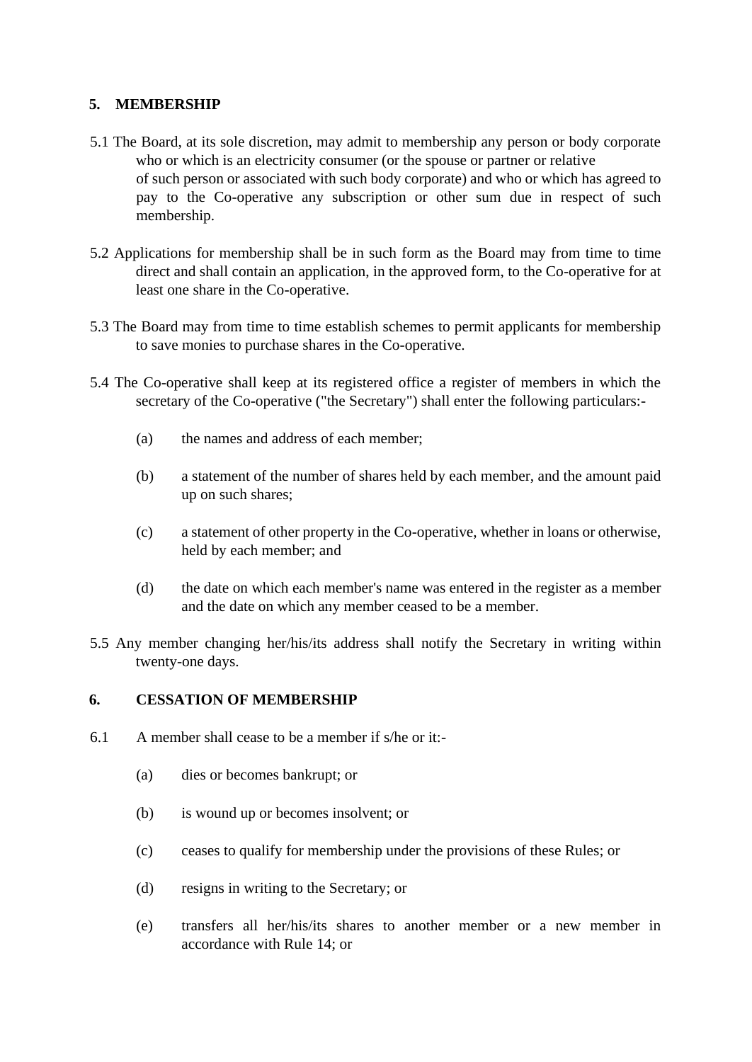## 5. MEMBERSHIP

5.1 The Board, at its sole discretion, may admit to membership any person or body corporate who or which is an electricity consumer (or the spouse or partner or relative of such person or associated with such body corporate) and who or which has agreed to pay to the Co-operative any subscription or other sum due in respect of such membership.

5.2 Applications for membership shall be in such form as the Board may from time to time direct and shall contain an application, in the approved form, to the Co-operative for at least one share in the Co-operative.

5.3 The Board may from time to time establish schemes to permit applicants for membership to save monies to purchase shares in the Co-operative.

5.4 The Co-operative shall keep at its registered office a register of members in which the secretary of the Co-operative ("the Secretary") shall enter the following particulars:-

(a) the names and address of each member;

(b) a statement of the number of shares held by each member, and the amount paid up on such shares;

(c) a statement of other property in the Co-operative, whether in loans or otherwise, held by each member; and

(d) the date on which each member's name was entered in the register as a member and the date on which any member ceased to be a member.

5.5 Any member changing her/his/its address shall notify the Secretary in writing within twenty-one days.

## 6. CESSATION OF MEMBERSHIP

6.1 A member shall cease to be a member if s/he or it:-

(a) dies or becomes bankrupt; or

(b) is wound up or becomes insolvent; or

(c) ceases to qualify for membership under the provisions of these Rules; or

(d) resigns in writing to the Secretary; or

(e) transfers all her/his/its shares to another member or a new member in accordance with Rule 14; or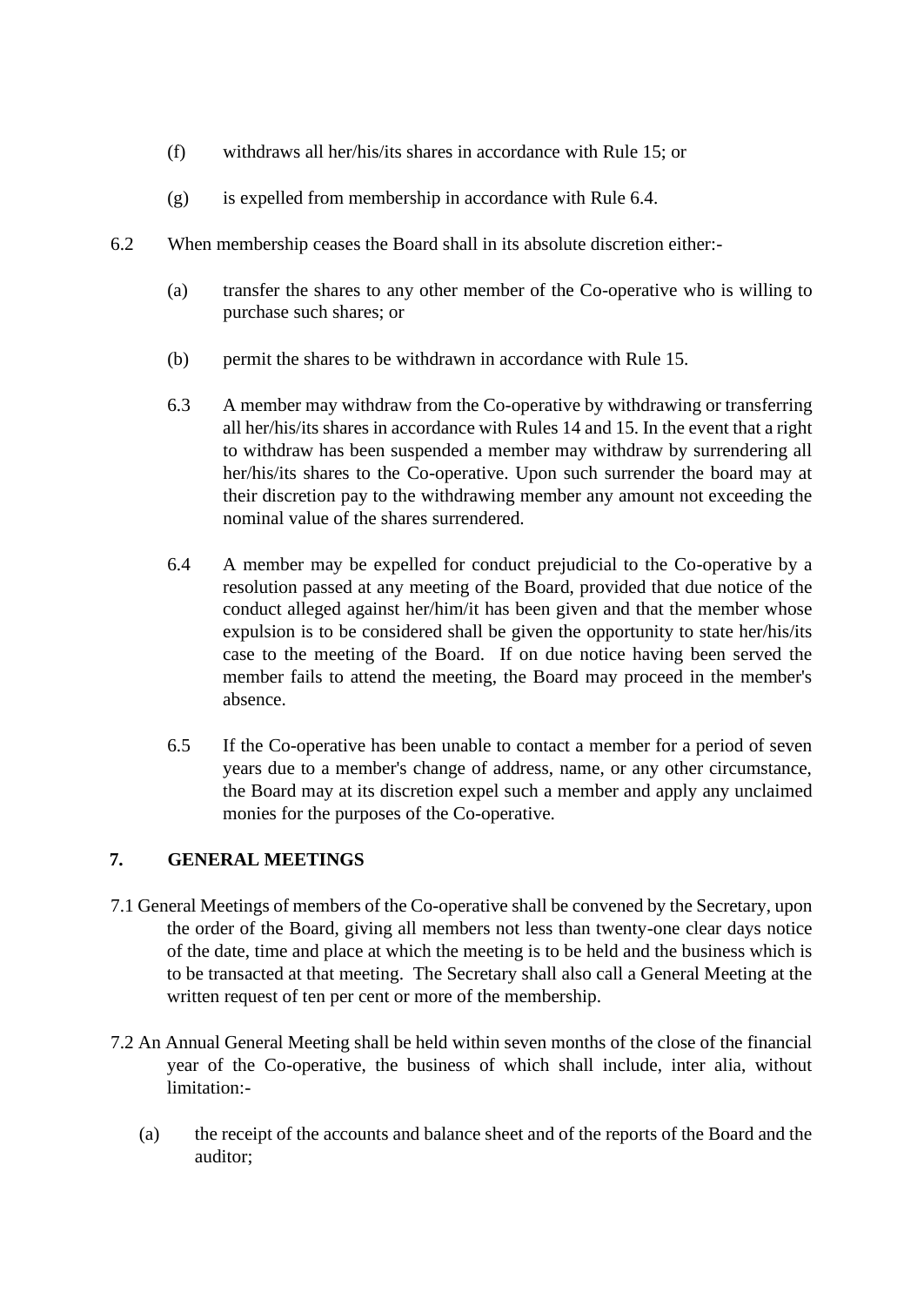(f) withdraws all her/his/its shares in accordance with Rule 15; or

(g) is expelled from membership in accordance with Rule 6.4.

6.2 When membership ceases the Board shall in its absolute discretion either:-

(a) transfer the shares to any other member of the Co-operative who is willing to purchase such shares; or

(b) permit the shares to be withdrawn in accordance with Rule 15.

6.3 A member may withdraw from the Co-operative by withdrawing or transferring all her/his/its shares in accordance with Rules 14 and 15. In the event that a right to withdraw has been suspended a member may withdraw by surrendering all her/his/its shares to the Co-operative. Upon such surrender the board may at their discretion pay to the withdrawing member any amount not exceeding the nominal value of the shares surrendered.

6.4 A member may be expelled for conduct prejudicial to the Co-operative by a resolution passed at any meeting of the Board, provided that due notice of the conduct alleged against her/him/it has been given and that the member whose expulsion is to be considered shall be given the opportunity to state her/his/its case to the meeting of the Board. If on due notice having been served the member fails to attend the meeting, the Board may proceed in the member's absence.

6.5 If the Co-operative has been unable to contact a member for a period of seven years due to a member's change of address, name, or any other circumstance, the Board may at its discretion expel such a member and apply any unclaimed monies for the purposes of the Co-operative.

## 7. GENERAL MEETINGS

7.1 General Meetings of members of the Co-operative shall be convened by the Secretary, upon the order of the Board, giving all members not less than twenty-one clear days notice of the date, time and place at which the meeting is to be held and the business which is to be transacted at that meeting. The Secretary shall also call a General Meeting at the written request of ten per cent or more of the membership.

7.2 An Annual General Meeting shall be held within seven months of the close of the financial year of the Co-operative, the business of which shall include, inter alia, without limitation:-

(a) the receipt of the accounts and balance sheet and of the reports of the Board and the auditor;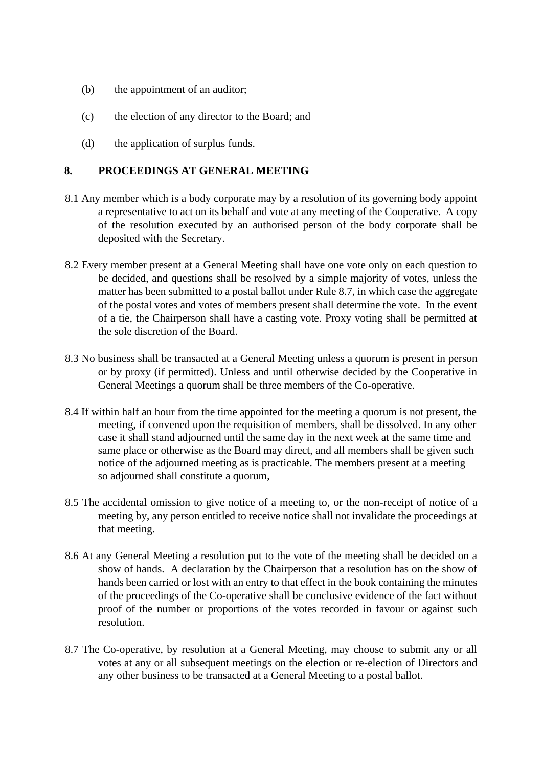(b) the appointment of an auditor;

(c) the election of any director to the Board; and

(d) the application of surplus funds.

## 8. PROCEEDINGS AT GENERAL MEETING

8.1 Any member which is a body corporate may by a resolution of its governing body appoint a representative to act on its behalf and vote at any meeting of the Cooperative. A copy of the resolution executed by an authorised person of the body corporate shall be deposited with the Secretary.

8.2 Every member present at a General Meeting shall have one vote only on each question to be decided, and questions shall be resolved by a simple majority of votes, unless the matter has been submitted to a postal ballot under Rule 8.7, in which case the aggregate of the postal votes and votes of members present shall determine the vote. In the event of a tie, the Chairperson shall have a casting vote. Proxy voting shall be permitted at the sole discretion of the Board.

8.3 No business shall be transacted at a General Meeting unless a quorum is present in person or by proxy (if permitted). Unless and until otherwise decided by the Cooperative in General Meetings a quorum shall be three members of the Co-operative.

8.4 If within half an hour from the time appointed for the meeting a quorum is not present, the meeting, if convened upon the requisition of members, shall be dissolved. In any other case it shall stand adjourned until the same day in the next week at the same time and same place or otherwise as the Board may direct, and all members shall be given such notice of the adjourned meeting as is practicable. The members present at a meeting so adjourned shall constitute a quorum,

8.5 The accidental omission to give notice of a meeting to, or the non-receipt of notice of a meeting by, any person entitled to receive notice shall not invalidate the proceedings at that meeting.

8.6 At any General Meeting a resolution put to the vote of the meeting shall be decided on a show of hands. A declaration by the Chairperson that a resolution has on the show of hands been carried or lost with an entry to that effect in the book containing the minutes of the proceedings of the Co-operative shall be conclusive evidence of the fact without proof of the number or proportions of the votes recorded in favour or against such resolution.

8.7 The Co-operative, by resolution at a General Meeting, may choose to submit any or all votes at any or all subsequent meetings on the election or re-election of Directors and any other business to be transacted at a General Meeting to a postal ballot.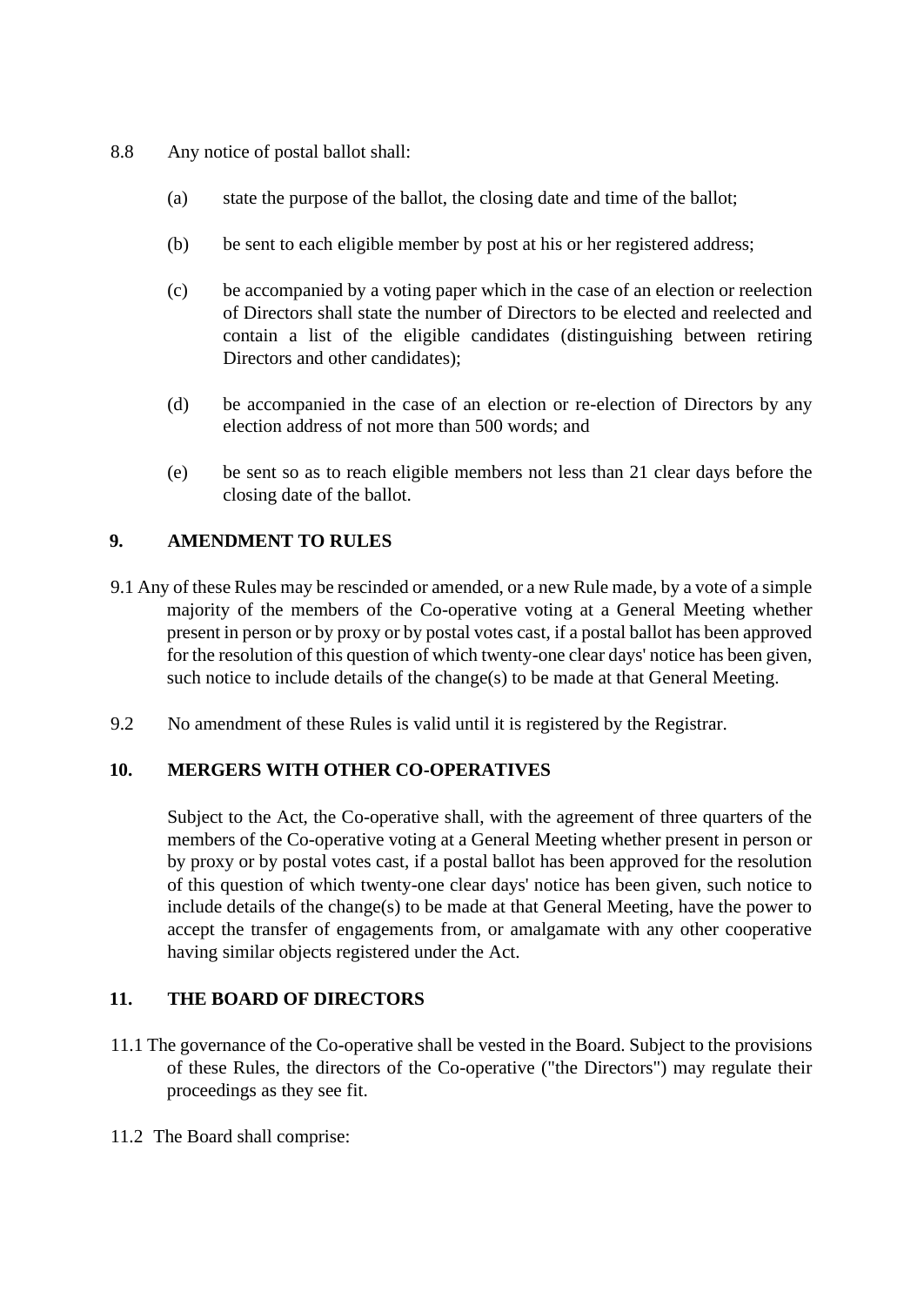8.8 Any notice of postal ballot shall:

(a) state the purpose of the ballot, the closing date and time of the ballot;

(b) be sent to each eligible member by post at his or her registered address;

(c) be accompanied by a voting paper which in the case of an election or reelection of Directors shall state the number of Directors to be elected and reelected and contain a list of the eligible candidates (distinguishing between retiring Directors and other candidates);

(d) be accompanied in the case of an election or re-election of Directors by any election address of not more than 500 words; and

(e) be sent so as to reach eligible members not less than 21 clear days before the closing date of the ballot.

## 9. AMENDMENT TO RULES

9.1 Any of these Rules may be rescinded or amended, or a new Rule made, by a vote of a simple majority of the members of the Co-operative voting at a General Meeting whether present in person or by proxy or by postal votes cast, if a postal ballot has been approved for the resolution of this question of which twenty-one clear days' notice has been given, such notice to include details of the change(s) to be made at that General Meeting.

9.2 No amendment of these Rules is valid until it is registered by the Registrar.

## 10. MERGERS WITH OTHER CO-OPERATIVES

Subject to the Act, the Co-operative shall, with the agreement of three quarters of the members of the Co-operative voting at a General Meeting whether present in person or by proxy or by postal votes cast, if a postal ballot has been approved for the resolution of this question of which twenty-one clear days' notice has been given, such notice to include details of the change(s) to be made at that General Meeting, have the power to accept the transfer of engagements from, or amalgamate with any other cooperative having similar objects registered under the Act.

## 11. THE BOARD OF DIRECTORS

11.1 The governance of the Co-operative shall be vested in the Board. Subject to the provisions of these Rules, the directors of the Co-operative ("the Directors") may regulate their proceedings as they see fit.

11.2 The Board shall comprise: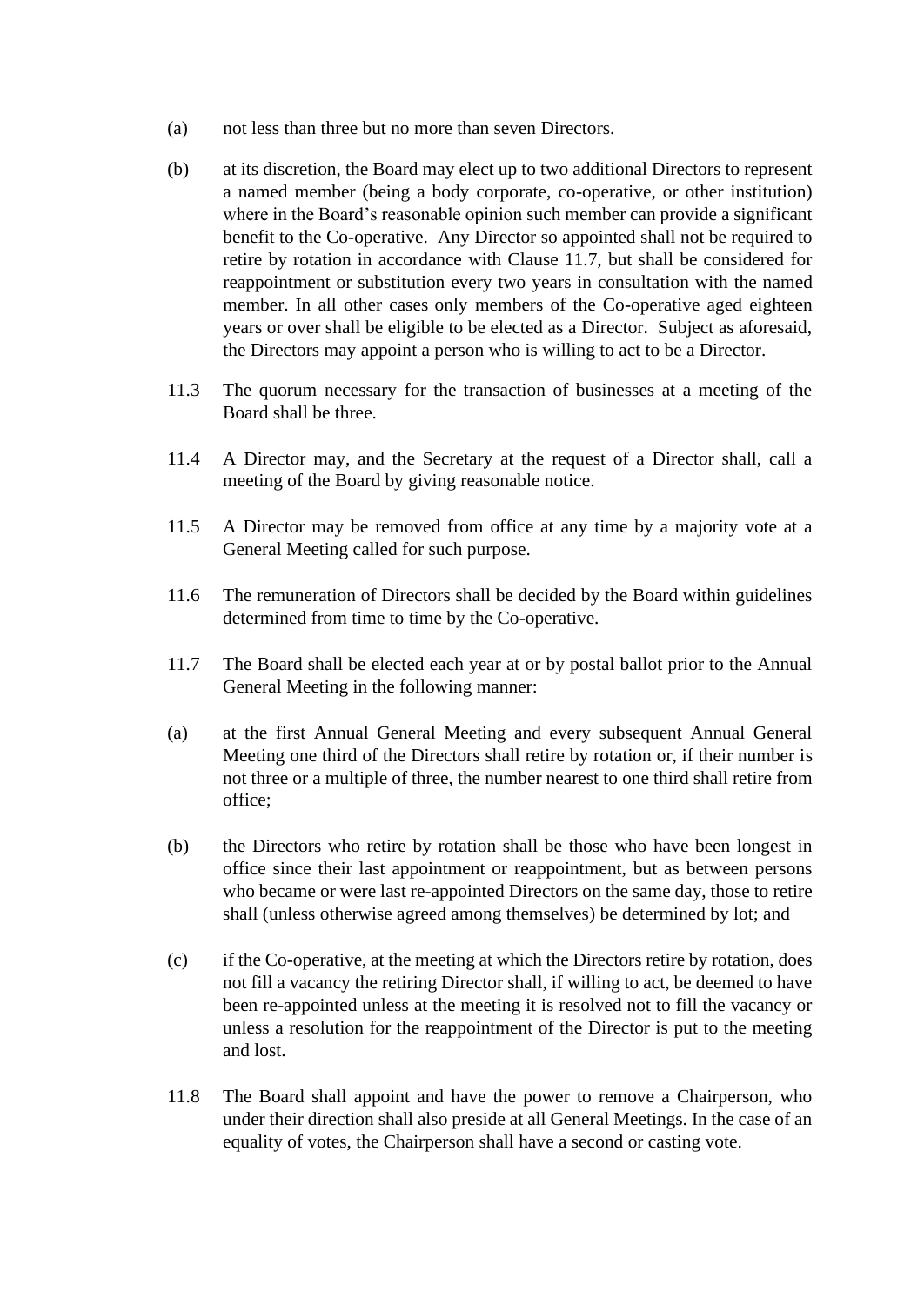(a) not less than three but no more than seven Directors.

(b) at its discretion, the Board may elect up to two additional Directors to represent a named member (being a body corporate, co-operative, or other institution) where in the Board's reasonable opinion such member can provide a significant benefit to the Co-operative. Any Director so appointed shall not be required to retire by rotation in accordance with Clause 11.7, but shall be considered for reappointment or substitution every two years in consultation with the named member. In all other cases only members of the Co-operative aged eighteen years or over shall be eligible to be elected as a Director. Subject as aforesaid, the Directors may appoint a person who is willing to act to be a Director.

11.3 The quorum necessary for the transaction of businesses at a meeting of the Board shall be three.

11.4 A Director may, and the Secretary at the request of a Director shall, call a meeting of the Board by giving reasonable notice.

11.5 A Director may be removed from office at any time by a majority vote at a General Meeting called for such purpose.

11.6 The remuneration of Directors shall be decided by the Board within guidelines determined from time to time by the Co-operative.

11.7 The Board shall be elected each year at or by postal ballot prior to the Annual General Meeting in the following manner:

(a) at the first Annual General Meeting and every subsequent Annual General Meeting one third of the Directors shall retire by rotation or, if their number is not three or a multiple of three, the number nearest to one third shall retire from office;

(b) the Directors who retire by rotation shall be those who have been longest in office since their last appointment or reappointment, but as between persons who became or were last re-appointed Directors on the same day, those to retire shall (unless otherwise agreed among themselves) be determined by lot; and

(c) if the Co-operative, at the meeting at which the Directors retire by rotation, does not fill a vacancy the retiring Director shall, if willing to act, be deemed to have been re-appointed unless at the meeting it is resolved not to fill the vacancy or unless a resolution for the reappointment of the Director is put to the meeting and lost.

11.8 The Board shall appoint and have the power to remove a Chairperson, who under their direction shall also preside at all General Meetings. In the case of an equality of votes, the Chairperson shall have a second or casting vote.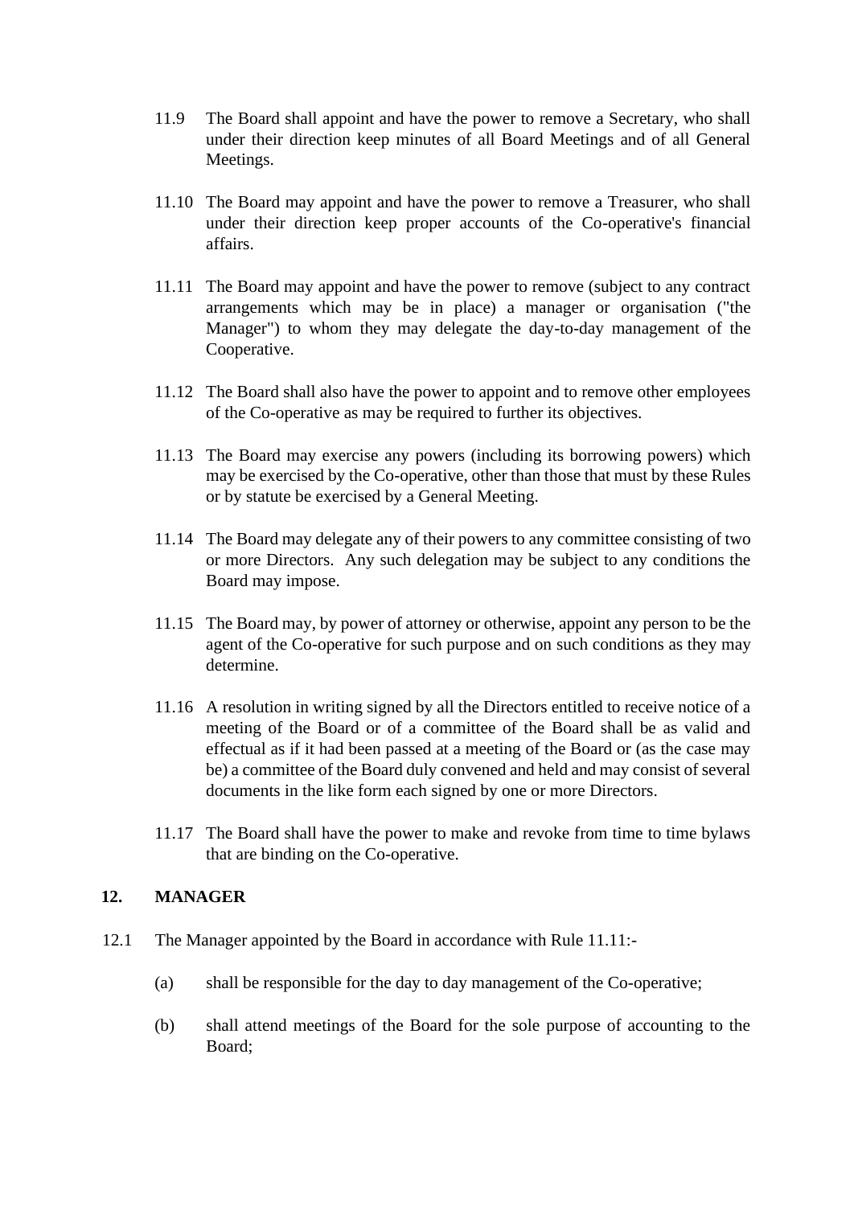11.9 The Board shall appoint and have the power to remove a Secretary, who shall under their direction keep minutes of all Board Meetings and of all General Meetings.

11.10 The Board may appoint and have the power to remove a Treasurer, who shall under their direction keep proper accounts of the Co-operative's financial affairs.

11.11 The Board may appoint and have the power to remove (subject to any contract arrangements which may be in place) a manager or organisation ("the Manager") to whom they may delegate the day-to-day management of the Cooperative.

11.12 The Board shall also have the power to appoint and to remove other employees of the Co-operative as may be required to further its objectives.

11.13 The Board may exercise any powers (including its borrowing powers) which may be exercised by the Co-operative, other than those that must by these Rules or by statute be exercised by a General Meeting.

11.14 The Board may delegate any of their powers to any committee consisting of two or more Directors. Any such delegation may be subject to any conditions the Board may impose.

11.15 The Board may, by power of attorney or otherwise, appoint any person to be the agent of the Co-operative for such purpose and on such conditions as they may determine.

11.16 A resolution in writing signed by all the Directors entitled to receive notice of a meeting of the Board or of a committee of the Board shall be as valid and effectual as if it had been passed at a meeting of the Board or (as the case may be) a committee of the Board duly convened and held and may consist of several documents in the like form each signed by one or more Directors.

11.17 The Board shall have the power to make and revoke from time to time bylaws that are binding on the Co-operative.

## 12. MANAGER

12.1 The Manager appointed by the Board in accordance with Rule 11.11:-

(a) shall be responsible for the day to day management of the Co-operative;

(b) shall attend meetings of the Board for the sole purpose of accounting to the Board;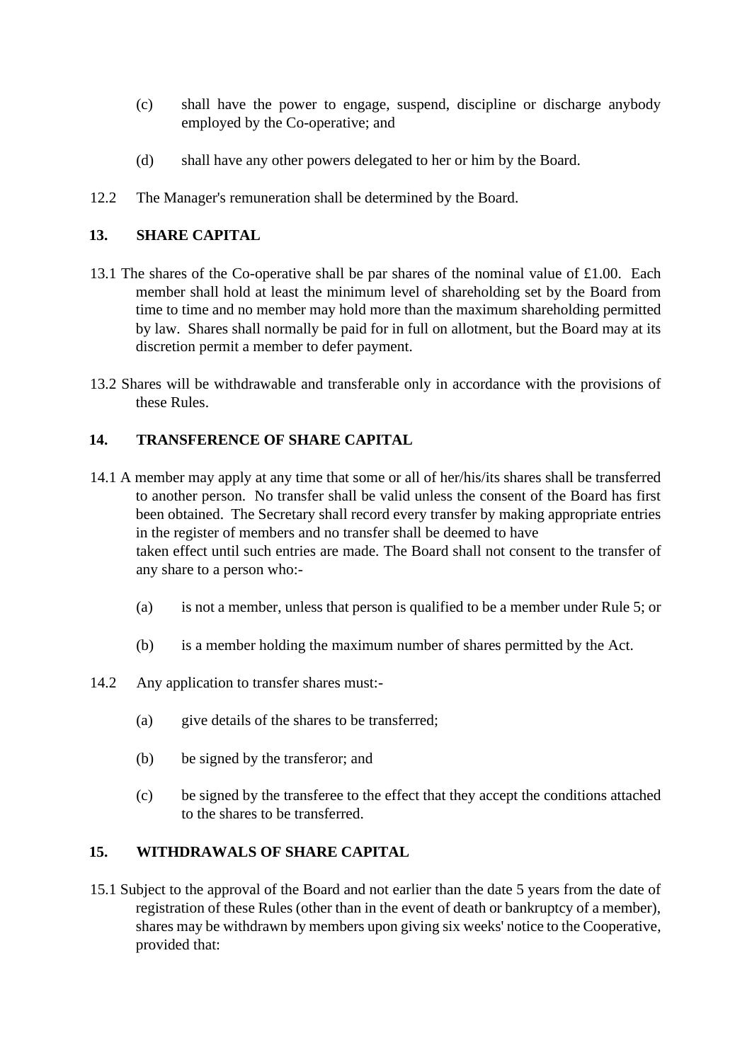(c) shall have the power to engage, suspend, discipline or discharge anybody employed by the Co-operative; and

(d) shall have any other powers delegated to her or him by the Board.

12.2 The Manager's remuneration shall be determined by the Board.

## 13. SHARE CAPITAL

13.1 The shares of the Co-operative shall be par shares of the nominal value of £1.00. Each member shall hold at least the minimum level of shareholding set by the Board from time to time and no member may hold more than the maximum shareholding permitted by law. Shares shall normally be paid for in full on allotment, but the Board may at its discretion permit a member to defer payment.

13.2 Shares will be withdrawable and transferable only in accordance with the provisions of these Rules.

## 14. TRANSFERENCE OF SHARE CAPITAL

14.1 A member may apply at any time that some or all of her/his/its shares shall be transferred to another person. No transfer shall be valid unless the consent of the Board has first been obtained. The Secretary shall record every transfer by making appropriate entries in the register of members and no transfer shall be deemed to have taken effect until such entries are made. The Board shall not consent to the transfer of any share to a person who:-

(a) is not a member, unless that person is qualified to be a member under Rule 5; or

(b) is a member holding the maximum number of shares permitted by the Act.

14.2 Any application to transfer shares must:-

(a) give details of the shares to be transferred;

(b) be signed by the transferor; and

(c) be signed by the transferee to the effect that they accept the conditions attached to the shares to be transferred.

## 15. WITHDRAWALS OF SHARE CAPITAL

15.1 Subject to the approval of the Board and not earlier than the date 5 years from the date of registration of these Rules (other than in the event of death or bankruptcy of a member), shares may be withdrawn by members upon giving six weeks' notice to the Cooperative, provided that: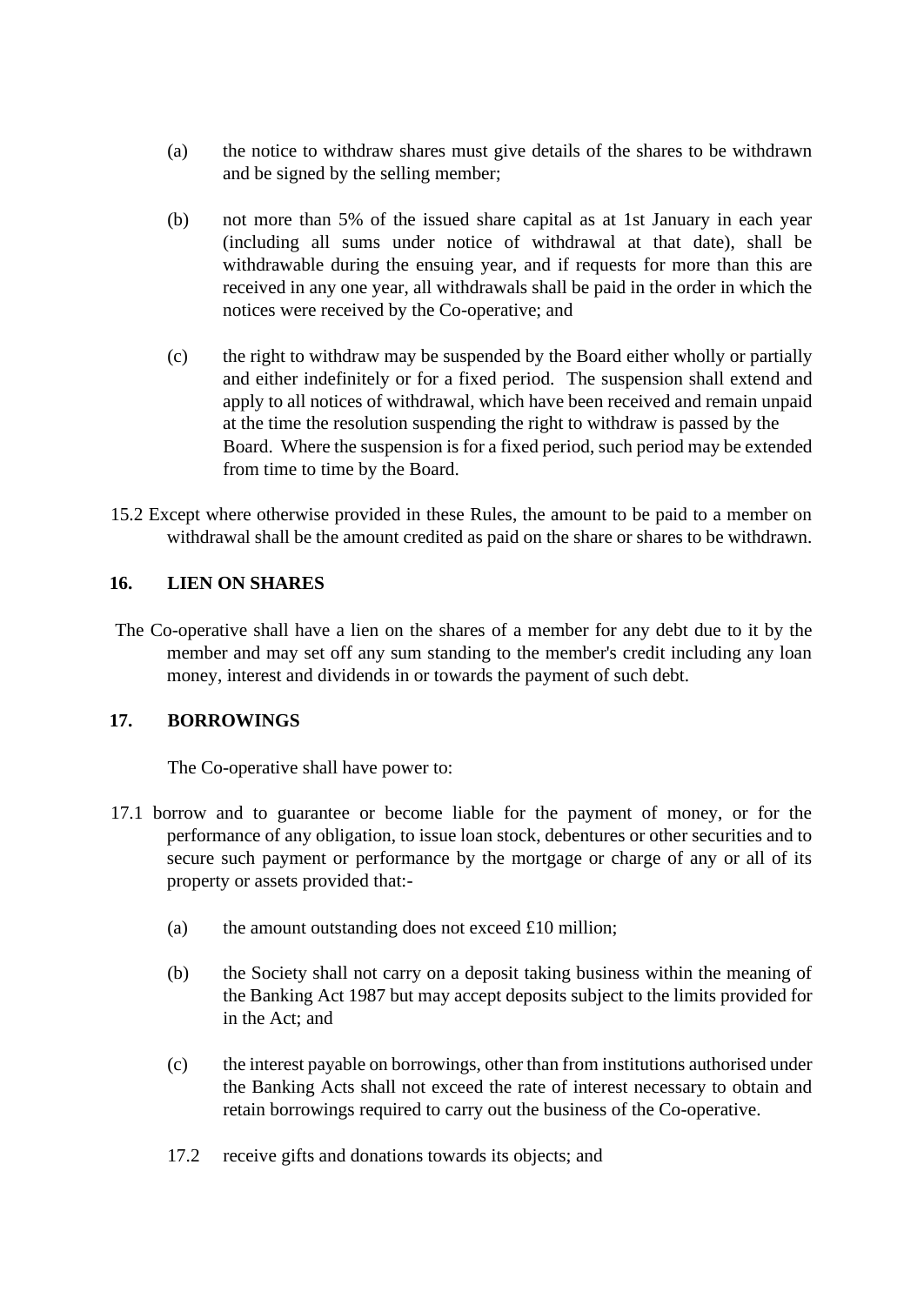(a) the notice to withdraw shares must give details of the shares to be withdrawn and be signed by the selling member;

(b) not more than 5% of the issued share capital as at 1st January in each year (including all sums under notice of withdrawal at that date), shall be withdrawable during the ensuing year, and if requests for more than this are received in any one year, all withdrawals shall be paid in the order in which the notices were received by the Co-operative; and

(c) the right to withdraw may be suspended by the Board either wholly or partially and either indefinitely or for a fixed period. The suspension shall extend and apply to all notices of withdrawal, which have been received and remain unpaid at the time the resolution suspending the right to withdraw is passed by the Board. Where the suspension is for a fixed period, such period may be extended from time to time by the Board.

15.2 Except where otherwise provided in these Rules, the amount to be paid to a member on withdrawal shall be the amount credited as paid on the share or shares to be withdrawn.

## 16. LIEN ON SHARES

The Co-operative shall have a lien on the shares of a member for any debt due to it by the member and may set off any sum standing to the member's credit including any loan money, interest and dividends in or towards the payment of such debt.

## 17. BORROWINGS

The Co-operative shall have power to:

17.1 borrow and to guarantee or become liable for the payment of money, or for the performance of any obligation, to issue loan stock, debentures or other securities and to secure such payment or performance by the mortgage or charge of any or all of its property or assets provided that:-

(a) the amount outstanding does not exceed £10 million;

(b) the Society shall not carry on a deposit taking business within the meaning of the Banking Act 1987 but may accept deposits subject to the limits provided for in the Act; and

(c) the interest payable on borrowings, other than from institutions authorised under the Banking Acts shall not exceed the rate of interest necessary to obtain and retain borrowings required to carry out the business of the Co-operative.

17.2 receive gifts and donations towards its objects; and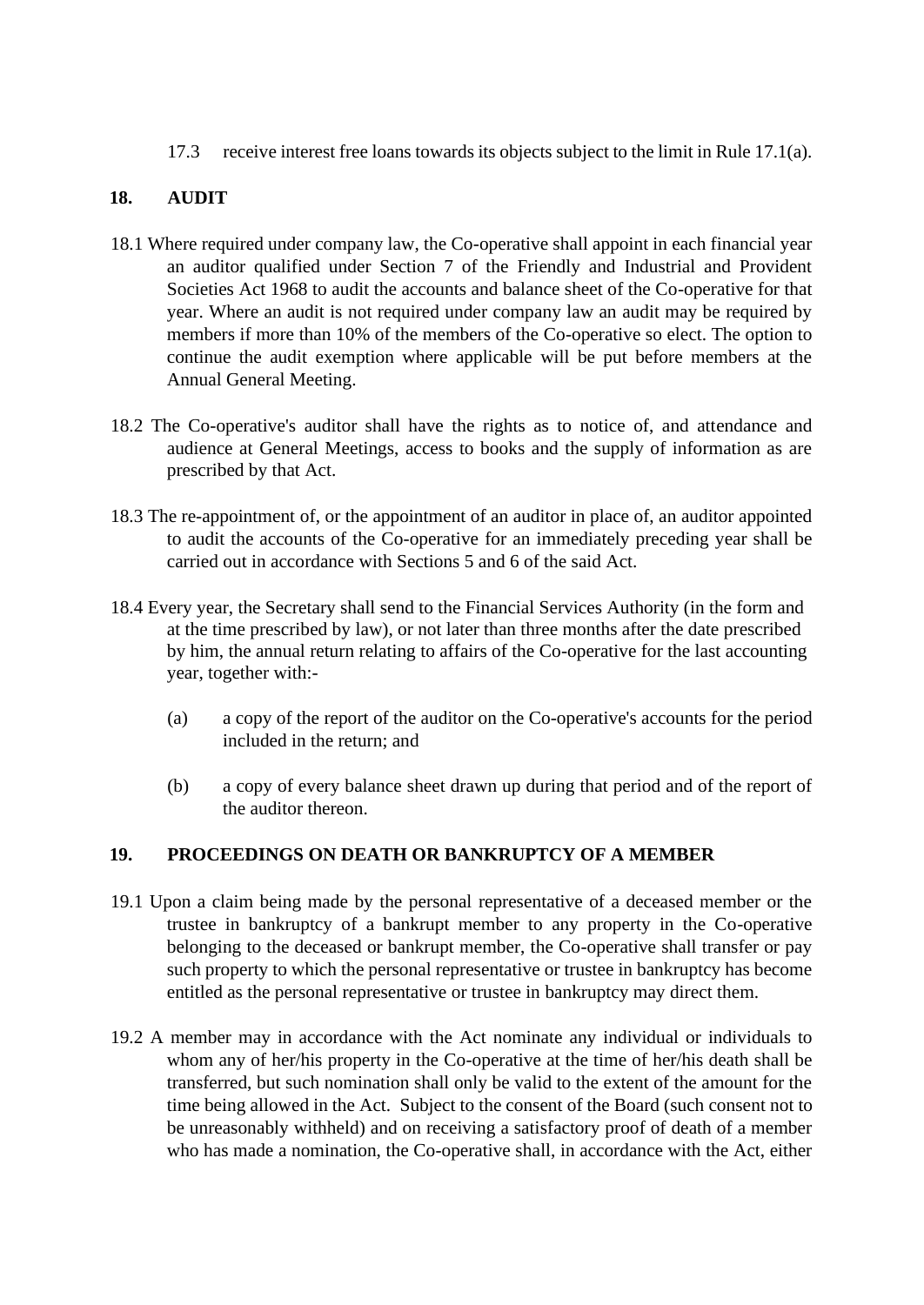17.3 receive interest free loans towards its objects subject to the limit in Rule 17.1(a).

## 18. AUDIT

18.1 Where required under company law, the Co-operative shall appoint in each financial year an auditor qualified under Section 7 of the Friendly and Industrial and Provident Societies Act 1968 to audit the accounts and balance sheet of the Co-operative for that year. Where an audit is not required under company law an audit may be required by members if more than 10% of the members of the Co-operative so elect. The option to continue the audit exemption where applicable will be put before members at the Annual General Meeting.

18.2 The Co-operative's auditor shall have the rights as to notice of, and attendance and audience at General Meetings, access to books and the supply of information as are prescribed by that Act.

18.3 The re-appointment of, or the appointment of an auditor in place of, an auditor appointed to audit the accounts of the Co-operative for an immediately preceding year shall be carried out in accordance with Sections 5 and 6 of the said Act.

18.4 Every year, the Secretary shall send to the Financial Services Authority (in the form and at the time prescribed by law), or not later than three months after the date prescribed by him, the annual return relating to affairs of the Co-operative for the last accounting year, together with:-

(a) a copy of the report of the auditor on the Co-operative's accounts for the period included in the return; and

(b) a copy of every balance sheet drawn up during that period and of the report of the auditor thereon.

## 19. PROCEEDINGS ON DEATH OR BANKRUPTCY OF A MEMBER

19.1 Upon a claim being made by the personal representative of a deceased member or the trustee in bankruptcy of a bankrupt member to any property in the Co-operative belonging to the deceased or bankrupt member, the Co-operative shall transfer or pay such property to which the personal representative or trustee in bankruptcy has become entitled as the personal representative or trustee in bankruptcy may direct them.

19.2 A member may in accordance with the Act nominate any individual or individuals to whom any of her/his property in the Co-operative at the time of her/his death shall be transferred, but such nomination shall only be valid to the extent of the amount for the time being allowed in the Act. Subject to the consent of the Board (such consent not to be unreasonably withheld) and on receiving a satisfactory proof of death of a member who has made a nomination, the Co-operative shall, in accordance with the Act, either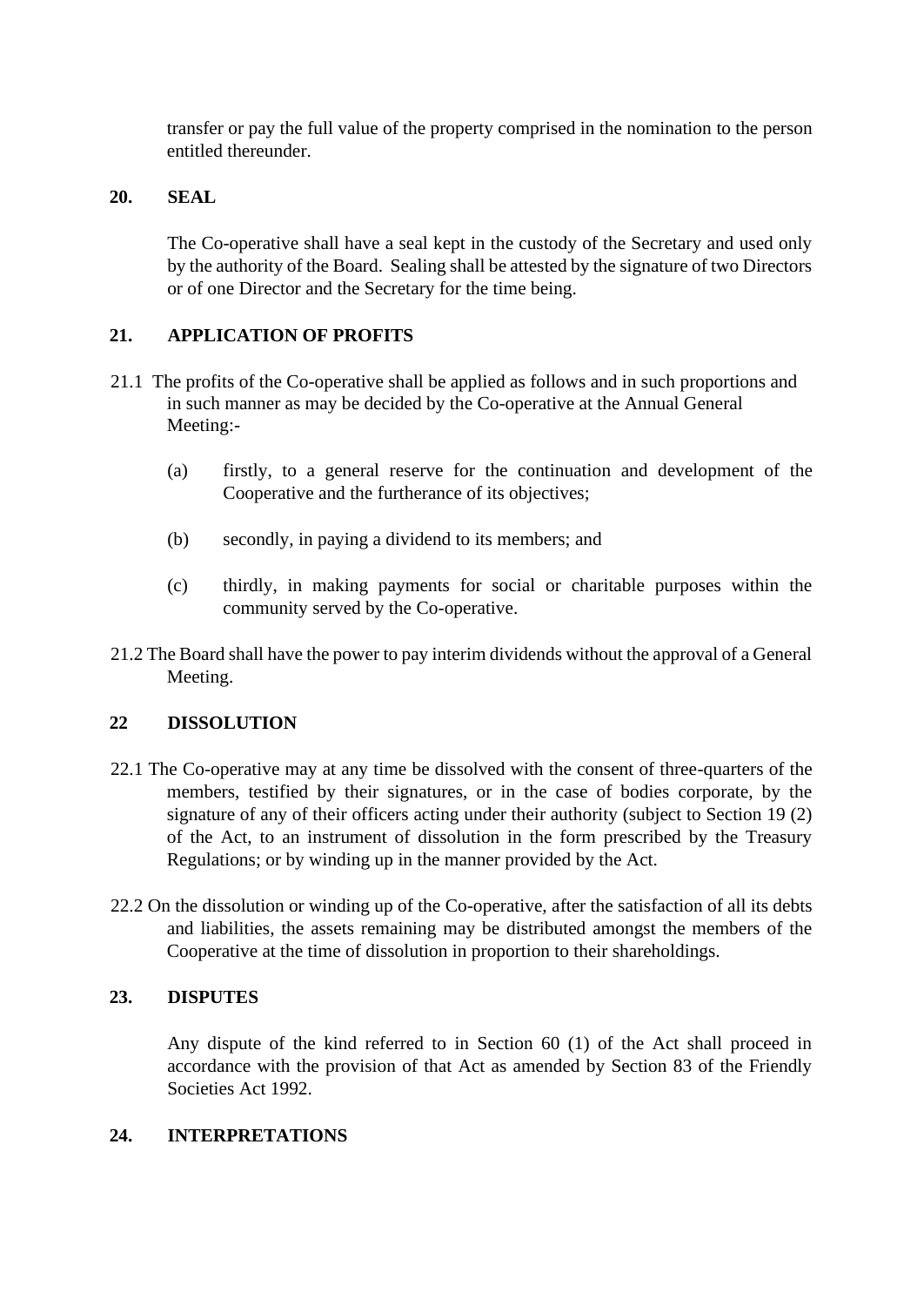transfer or pay the full value of the property comprised in the nomination to the person entitled thereunder.

## 20. SEAL

The Co-operative shall have a seal kept in the custody of the Secretary and used only by the authority of the Board. Sealing shall be attested by the signature of two Directors or of one Director and the Secretary for the time being.

## 21. APPLICATION OF PROFITS

21.1 The profits of the Co-operative shall be applied as follows and in such proportions and in such manner as may be decided by the Co-operative at the Annual General Meeting:-

(a) firstly, to a general reserve for the continuation and development of the Cooperative and the furtherance of its objectives;

(b) secondly, in paying a dividend to its members; and

(c) thirdly, in making payments for social or charitable purposes within the community served by the Co-operative.

21.2 The Board shall have the power to pay interim dividends without the approval of a General Meeting.

## 22 DISSOLUTION

22.1 The Co-operative may at any time be dissolved with the consent of three-quarters of the members, testified by their signatures, or in the case of bodies corporate, by the signature of any of their officers acting under their authority (subject to Section 19 (2) of the Act, to an instrument of dissolution in the form prescribed by the Treasury Regulations; or by winding up in the manner provided by the Act.

22.2 On the dissolution or winding up of the Co-operative, after the satisfaction of all its debts and liabilities, the assets remaining may be distributed amongst the members of the Cooperative at the time of dissolution in proportion to their shareholdings.

## 23. DISPUTES

Any dispute of the kind referred to in Section 60 (1) of the Act shall proceed in accordance with the provision of that Act as amended by Section 83 of the Friendly Societies Act 1992.

## 24. INTERPRETATIONS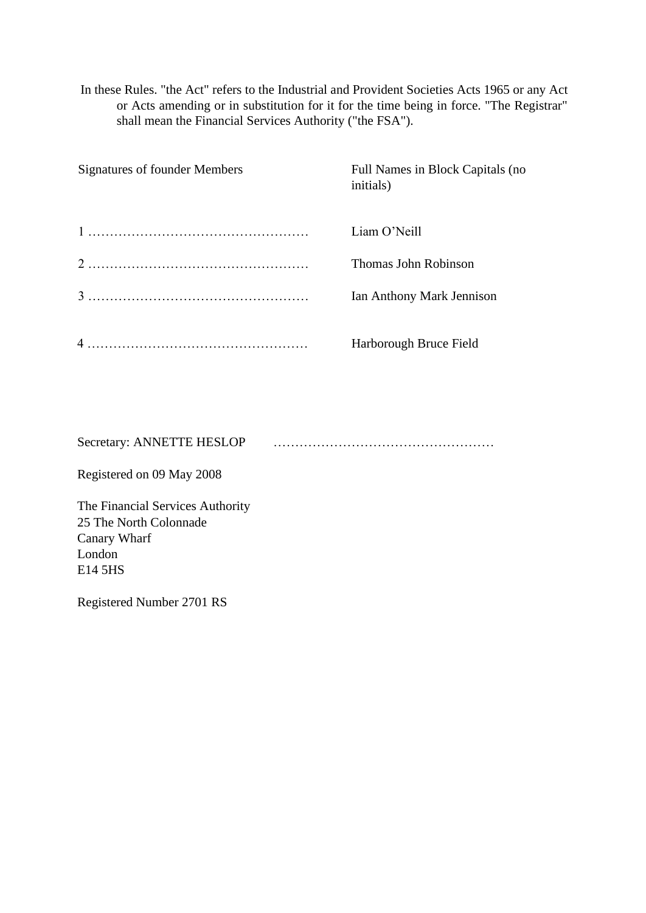In these Rules. "the Act" refers to the Industrial and Provident Societies Acts 1965 or any Act or Acts amending or in substitution for it for the time being in force. "The Registrar" shall mean the Financial Services Authority ("the FSA").

| Signatures of founder Members | Full Names in Block Capitals (no initials) |
|---|---|
| 1 …………………………………………… | Liam O'Neill |
| 2 …………………………………………… | Thomas John Robinson |
| 3 …………………………………………… | Ian Anthony Mark Jennison |
| 4 …………………………………………… | Harborough Bruce Field |

Secretary: ANNETTE HESLOP ……………………………………………

Registered on 09 May 2008

The Financial Services Authority
25 The North Colonnade
Canary Wharf
London
E14 5HS

Registered Number 2701 RS